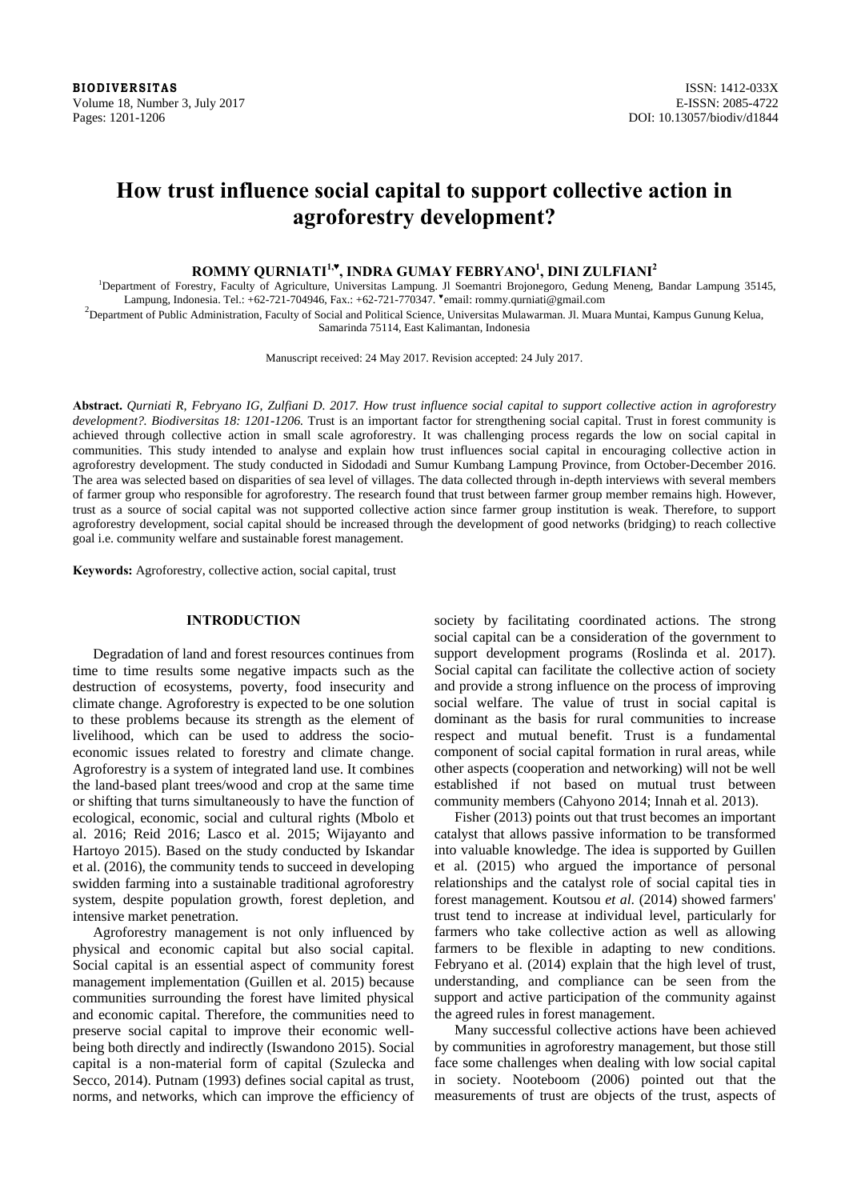# How trust influence social capital to support collective action in agroforestry development?

**ROMMY QURNIATI[1,♥], INDRA GUMAY FEBRYANO[1], DINI ZULFIANI[2]**

[1]Department of Forestry, Faculty of Agriculture, Universitas Lampung. Jl Soemantri Brojonegoro, Gedung Meneng, Bandar Lampung 35145, Lampung, Indonesia. Tel.: +62-721-704946, Fax.: +62-721-770347. ♥email: rommy.qurniati@gmail.com

[2]Department of Public Administration, Faculty of Social and Political Science, Universitas Mulawarman. Jl. Muara Muntai, Kampus Gunung Kelua, Samarinda 75114, East Kalimantan, Indonesia

Manuscript received: 24 May 2017. Revision accepted: 24 July 2017.

**Abstract.** *Qurniati R, Febryano IG, Zulfiani D. 2017. How trust influence social capital to support collective action in agroforestry development?. Biodiversitas 18: 1201-1206.* Trust is an important factor for strengthening social capital. Trust in forest community is achieved through collective action in small scale agroforestry. It was challenging process regards the low on social capital in communities. This study intended to analyse and explain how trust influences social capital in encouraging collective action in agroforestry development. The study conducted in Sidodadi and Sumur Kumbang Lampung Province, from October-December 2016. The area was selected based on disparities of sea level of villages. The data collected through in-depth interviews with several members of farmer group who responsible for agroforestry. The research found that trust between farmer group member remains high. However, trust as a source of social capital was not supported collective action since farmer group institution is weak. Therefore, to support agroforestry development, social capital should be increased through the development of good networks (bridging) to reach collective goal i.e. community welfare and sustainable forest management.

**Keywords:** Agroforestry, collective action, social capital, trust

## INTRODUCTION

Degradation of land and forest resources continues from time to time results some negative impacts such as the destruction of ecosystems, poverty, food insecurity and climate change. Agroforestry is expected to be one solution to these problems because its strength as the element of livelihood, which can be used to address the socio-economic issues related to forestry and climate change. Agroforestry is a system of integrated land use. It combines the land-based plant trees/wood and crop at the same time or shifting that turns simultaneously to have the function of ecological, economic, social and cultural rights (Mbolo et al. 2016; Reid 2016; Lasco et al. 2015; Wijayanto and Hartoyo 2015). Based on the study conducted by Iskandar et al. (2016), the community tends to succeed in developing swidden farming into a sustainable traditional agroforestry system, despite population growth, forest depletion, and intensive market penetration.

Agroforestry management is not only influenced by physical and economic capital but also social capital. Social capital is an essential aspect of community forest management implementation (Guillen et al. 2015) because communities surrounding the forest have limited physical and economic capital. Therefore, the communities need to preserve social capital to improve their economic well-being both directly and indirectly (Iswandono 2015). Social capital is a non-material form of capital (Szulecka and Secco, 2014). Putnam (1993) defines social capital as trust, norms, and networks, which can improve the efficiency of society by facilitating coordinated actions. The strong social capital can be a consideration of the government to support development programs (Roslinda et al. 2017). Social capital can facilitate the collective action of society and provide a strong influence on the process of improving social welfare. The value of trust in social capital is dominant as the basis for rural communities to increase respect and mutual benefit. Trust is a fundamental component of social capital formation in rural areas, while other aspects (cooperation and networking) will not be well established if not based on mutual trust between community members (Cahyono 2014; Innah et al. 2013).

Fisher (2013) points out that trust becomes an important catalyst that allows passive information to be transformed into valuable knowledge. The idea is supported by Guillen et al. (2015) who argued the importance of personal relationships and the catalyst role of social capital ties in forest management. Koutsou *et al.* (2014) showed farmers' trust tend to increase at individual level, particularly for farmers who take collective action as well as allowing farmers to be flexible in adapting to new conditions. Febryano et al. (2014) explain that the high level of trust, understanding, and compliance can be seen from the support and active participation of the community against the agreed rules in forest management.

Many successful collective actions have been achieved by communities in agroforestry management, but those still face some challenges when dealing with low social capital in society. Nooteboom (2006) pointed out that the measurements of trust are objects of the trust, aspects of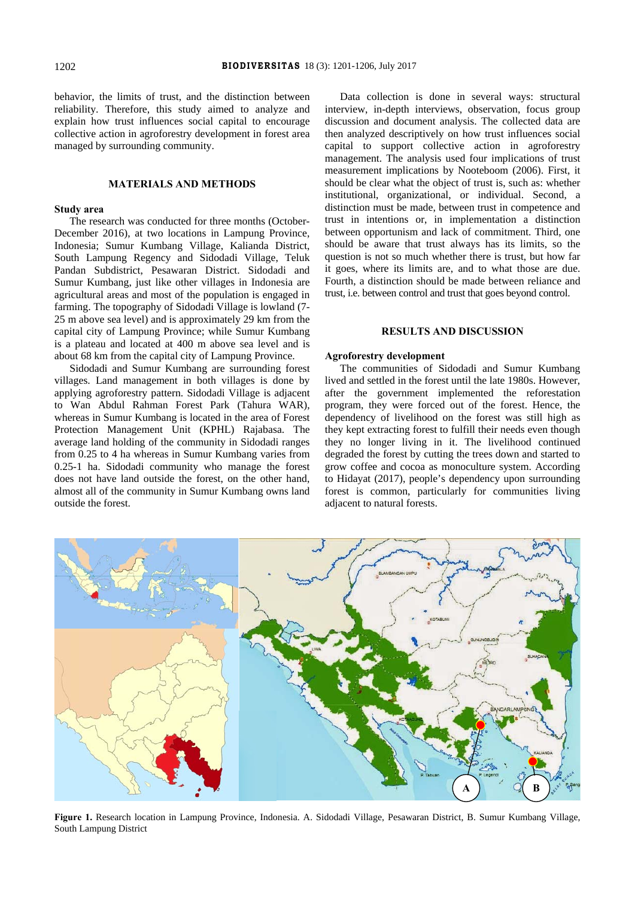behavior, the limits of trust, and the distinction between reliability. Therefore, this study aimed to analyze and explain how trust influences social capital to encourage collective action in agroforestry development in forest area managed by surrounding community.

## MATERIALS AND METHODS

### Study area

The research was conducted for three months (October-December 2016), at two locations in Lampung Province, Indonesia; Sumur Kumbang Village, Kalianda District, South Lampung Regency and Sidodadi Village, Teluk Pandan Subdistrict, Pesawaran District. Sidodadi and Sumur Kumbang, just like other villages in Indonesia are agricultural areas and most of the population is engaged in farming. The topography of Sidodadi Village is lowland (7-25 m above sea level) and is approximately 29 km from the capital city of Lampung Province; while Sumur Kumbang is a plateau and located at 400 m above sea level and is about 68 km from the capital city of Lampung Province.

Sidodadi and Sumur Kumbang are surrounding forest villages. Land management in both villages is done by applying agroforestry pattern. Sidodadi Village is adjacent to Wan Abdul Rahman Forest Park (Tahura WAR), whereas in Sumur Kumbang is located in the area of Forest Protection Management Unit (KPHL) Rajabasa. The average land holding of the community in Sidodadi ranges from 0.25 to 4 ha whereas in Sumur Kumbang varies from 0.25-1 ha. Sidodadi community who manage the forest does not have land outside the forest, on the other hand, almost all of the community in Sumur Kumbang owns land outside the forest.

Data collection is done in several ways: structural interview, in-depth interviews, observation, focus group discussion and document analysis. The collected data are then analyzed descriptively on how trust influences social capital to support collective action in agroforestry management. The analysis used four implications of trust measurement implications by Nooteboom (2006). First, it should be clear what the object of trust is, such as: whether institutional, organizational, or individual. Second, a distinction must be made, between trust in competence and trust in intentions or, in implementation a distinction between opportunism and lack of commitment. Third, one should be aware that trust always has its limits, so the question is not so much whether there is trust, but how far it goes, where its limits are, and to what those are due. Fourth, a distinction should be made between reliance and trust, i.e. between control and trust that goes beyond control.

## RESULTS AND DISCUSSION

### Agroforestry development

The communities of Sidodadi and Sumur Kumbang lived and settled in the forest until the late 1980s. However, after the government implemented the reforestation program, they were forced out of the forest. Hence, the dependency of livelihood on the forest was still high as they kept extracting forest to fulfill their needs even though they no longer living in it. The livelihood continued degraded the forest by cutting the trees down and started to grow coffee and cocoa as monoculture system. According to Hidayat (2017), people's dependency upon surrounding forest is common, particularly for communities living adjacent to natural forests.

**Figure 1.** Research location in Lampung Province, Indonesia. A. Sidodadi Village, Pesawaran District, B. Sumur Kumbang Village, South Lampung District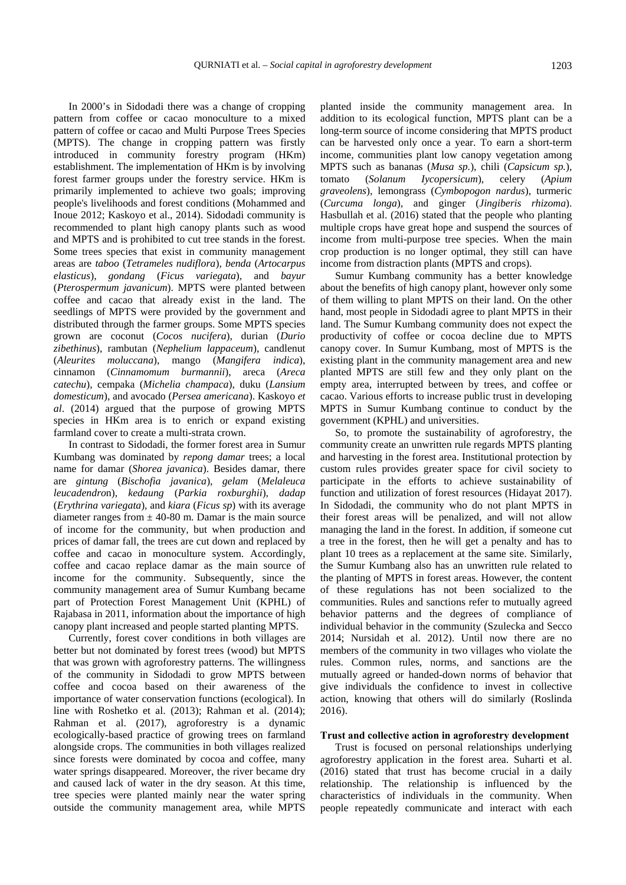In 2000's in Sidodadi there was a change of cropping pattern from coffee or cacao monoculture to a mixed pattern of coffee or cacao and Multi Purpose Trees Species (MPTS). The change in cropping pattern was firstly introduced in community forestry program (HKm) establishment. The implementation of HKm is by involving forest farmer groups under the forestry service. HKm is primarily implemented to achieve two goals; improving people's livelihoods and forest conditions (Mohammed and Inoue 2012; Kaskoyo et al., 2014). Sidodadi community is recommended to plant high canopy plants such as wood and MPTS and is prohibited to cut tree stands in the forest. Some trees species that exist in community management areas are *taboo* (*Tetrameles nudiflora*), *benda* (*Artocarpus elasticus*), *gondang* (*Ficus variegata*), and *bayur* (*Pterospermum javanicum*). MPTS were planted between coffee and cacao that already exist in the land. The seedlings of MPTS were provided by the government and distributed through the farmer groups. Some MPTS species grown are coconut (*Cocos nucifera*), durian (*Durio zibethinus*), rambutan (*Nephelium lappaceum*), candlenut (*Aleurites moluccana*), mango (*Mangifera indica*), cinnamon (*Cinnamomum burmannii*), areca (*Areca catechu*), cempaka (*Michelia champaca*), duku (*Lansium domesticum*), and avocado (*Persea americana*). Kaskoyo *et al*. (2014) argued that the purpose of growing MPTS species in HKm area is to enrich or expand existing farmland cover to create a multi-strata crown.

In contrast to Sidodadi, the former forest area in Sumur Kumbang was dominated by *repong damar* trees; a local name for damar (*Shorea javanica*). Besides damar, there are *gintung* (*Bischofia javanica*), *gelam* (*Melaleuca leucadendron*), *kedaung* (*Parkia roxburghii*), *dadap* (*Erythrina variegata*), and *kiara* (*Ficus sp*) with its average diameter ranges from ± 40-80 m. Damar is the main source of income for the community, but when production and prices of damar fall, the trees are cut down and replaced by coffee and cacao in monoculture system. Accordingly, coffee and cacao replace damar as the main source of income for the community. Subsequently, since the community management area of Sumur Kumbang became part of Protection Forest Management Unit (KPHL) of Rajabasa in 2011, information about the importance of high canopy plant increased and people started planting MPTS.

Currently, forest cover conditions in both villages are better but not dominated by forest trees (wood) but MPTS that was grown with agroforestry patterns. The willingness of the community in Sidodadi to grow MPTS between coffee and cocoa based on their awareness of the importance of water conservation functions (ecological). In line with Roshetko et al. (2013); Rahman et al. (2014); Rahman et al. (2017), agroforestry is a dynamic ecologically-based practice of growing trees on farmland alongside crops. The communities in both villages realized since forests were dominated by cocoa and coffee, many water springs disappeared. Moreover, the river became dry and caused lack of water in the dry season. At this time, tree species were planted mainly near the water spring outside the community management area, while MPTS planted inside the community management area. In addition to its ecological function, MPTS plant can be a long-term source of income considering that MPTS product can be harvested only once a year. To earn a short-term income, communities plant low canopy vegetation among MPTS such as bananas (*Musa sp.*), chili (*Capsicum sp.*), tomato (*Solanum Iycopersicum*), celery (*Apium graveolens*), lemongrass (*Cymbopogon nardus*), turmeric (*Curcuma longa*), and ginger (*Jingiberis rhizoma*). Hasbullah et al. (2016) stated that the people who planting multiple crops have great hope and suspend the sources of income from multi-purpose tree species. When the main crop production is no longer optimal, they still can have income from distraction plants (MPTS and crops).

Sumur Kumbang community has a better knowledge about the benefits of high canopy plant, however only some of them willing to plant MPTS on their land. On the other hand, most people in Sidodadi agree to plant MPTS in their land. The Sumur Kumbang community does not expect the productivity of coffee or cocoa decline due to MPTS canopy cover. In Sumur Kumbang, most of MPTS is the existing plant in the community management area and new planted MPTS are still few and they only plant on the empty area, interrupted between by trees, and coffee or cacao. Various efforts to increase public trust in developing MPTS in Sumur Kumbang continue to conduct by the government (KPHL) and universities.

So, to promote the sustainability of agroforestry, the community create an unwritten rule regards MPTS planting and harvesting in the forest area. Institutional protection by custom rules provides greater space for civil society to participate in the efforts to achieve sustainability of function and utilization of forest resources (Hidayat 2017). In Sidodadi, the community who do not plant MPTS in their forest areas will be penalized, and will not allow managing the land in the forest. In addition, if someone cut a tree in the forest, then he will get a penalty and has to plant 10 trees as a replacement at the same site. Similarly, the Sumur Kumbang also has an unwritten rule related to the planting of MPTS in forest areas. However, the content of these regulations has not been socialized to the communities. Rules and sanctions refer to mutually agreed behavior patterns and the degrees of compliance of individual behavior in the community (Szulecka and Secco 2014; Nursidah et al. 2012). Until now there are no members of the common rules in two villages who violate the rules. Common rules, norms, and sanctions are the mutually agreed or handed-down norms of behavior that give individuals the confidence to invest in collective action, knowing that others will do similarly (Roslinda 2016).

### Trust and collective action in agroforestry development

Trust is focused on personal relationships underlying agroforestry application in the forest area. Suharti et al. (2016) stated that trust has become crucial in a daily relationship. The relationship is influenced by the characteristics of individuals in the community. When people repeatedly communicate and interact with each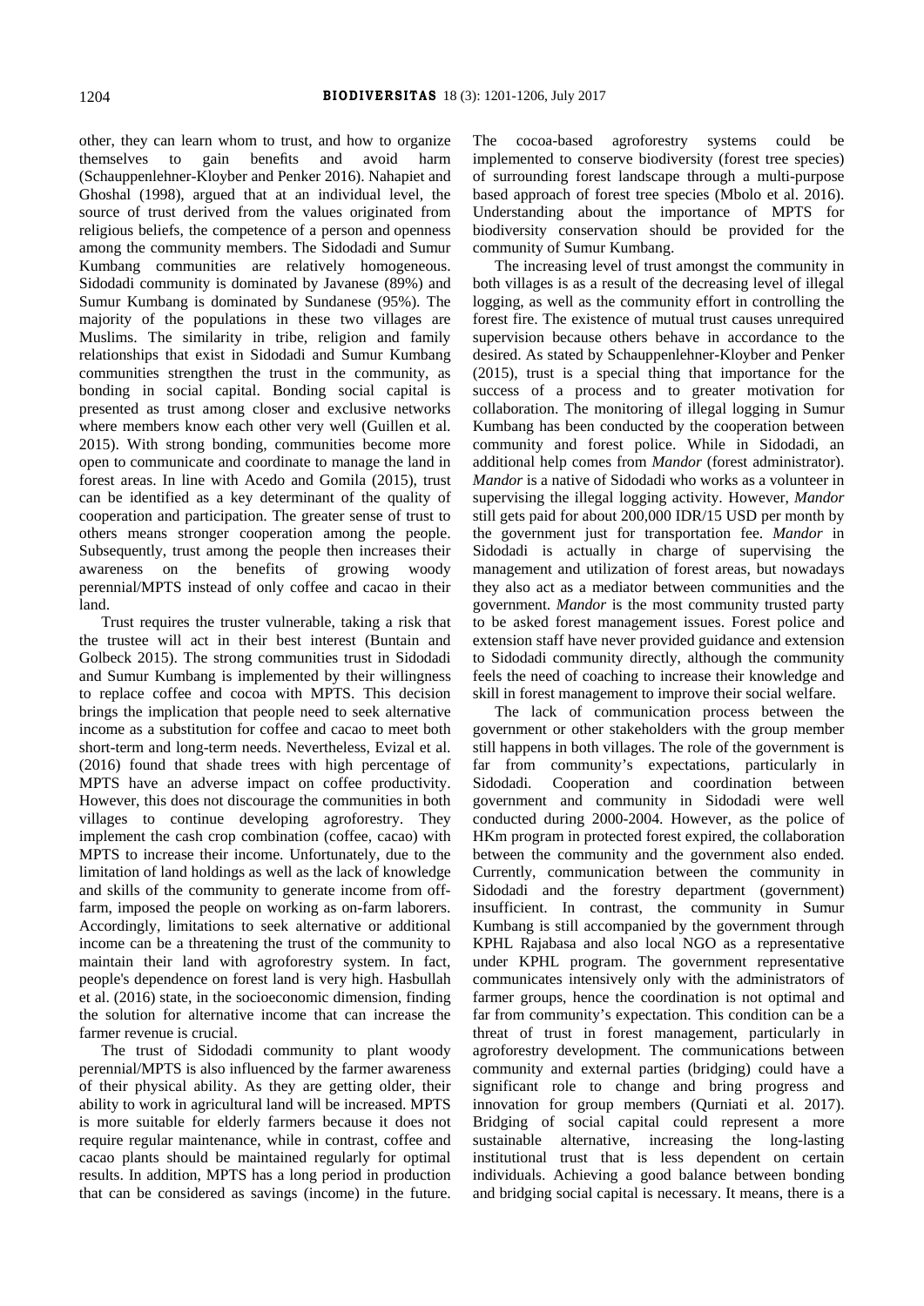other, they can learn whom to trust, and how to organize themselves to gain benefits and avoid harm (Schauppenlehner-Kloyber and Penker 2016). Nahapiet and Ghoshal (1998), argued that at an individual level, the source of trust derived from the values originated from religious beliefs, the competence of a person and openness among the community members. The Sidodadi and Sumur Kumbang communities are relatively homogeneous. Sidodadi community is dominated by Javanese (89%) and Sumur Kumbang is dominated by Sundanese (95%). The majority of the populations in these two villages are Muslims. The similarity in tribe, religion and family relationships that exist in Sidodadi and Sumur Kumbang communities strengthen the trust in the community, as bonding in social capital. Bonding social capital is presented as trust among closer and exclusive networks where members know each other very well (Guillen et al. 2015). With strong bonding, communities become more open to communicate and coordinate to manage the land in forest areas. In line with Acedo and Gomila (2015), trust can be identified as a key determinant of the quality of cooperation and participation. The greater sense of trust to others means stronger cooperation among the people. Subsequently, trust among the people then increases their awareness on the benefits of growing woody perennial/MPTS instead of only coffee and cacao in their land.

Trust requires the truster vulnerable, taking a risk that the trustee will act in their best interest (Buntain and Golbeck 2015). The strong communities trust in Sidodadi and Sumur Kumbang is implemented by their willingness to replace coffee and cocoa with MPTS. This decision brings the implication that people need to seek alternative income as a substitution for coffee and cacao to meet both short-term and long-term needs. Nevertheless, Evizal et al. (2016) found that shade trees with high percentage of MPTS have an adverse impact on coffee productivity. However, this does not discourage the communities in both villages to continue developing agroforestry. They implement the cash crop combination (coffee, cacao) with MPTS to increase their income. Unfortunately, due to the limitation of land holdings as well as the lack of knowledge and skills of the community to generate income from off-farm, imposed the people on working as on-farm laborers. Accordingly, limitations to seek alternative or additional income can be a threatening the trust of the community to maintain their land with agroforestry system. In fact, people's dependence on forest land is very high. Hasbullah et al. (2016) state, in the socioeconomic dimension, finding the solution for alternative income that can increase the farmer revenue is crucial.

The trust of Sidodadi community to plant woody perennial/MPTS is also influenced by the farmer awareness of their physical ability. As they are getting older, their ability to work in agricultural land will be increased. MPTS is more suitable for elderly farmers because it does not require regular maintenance, while in contrast, coffee and cacao plants should be maintained regularly for optimal results. In addition, MPTS has a long period in production that can be considered as savings (income) in the future. The cocoa-based agroforestry systems could be implemented to conserve biodiversity (forest tree species) of surrounding forest landscape through a multi-purpose based approach of forest tree species (Mbolo et al. 2016). Understanding about the importance of MPTS for biodiversity conservation should be provided for the community of Sumur Kumbang.

The increasing level of trust amongst the community in both villages is as a result of the decreasing level of illegal logging, as well as the community effort in controlling the forest fire. The existence of mutual trust causes unrequired supervision because others behave in accordance to the desired. As stated by Schauppenlehner-Kloyber and Penker (2015), trust is a special thing that importance for the success of a process and to greater motivation for collaboration. The monitoring of illegal logging in Sumur Kumbang has been conducted by the cooperation between community and forest police. While in Sidodadi, an additional help comes from *Mandor* (forest administrator). *Mandor* is a native of Sidodadi who works as a volunteer in supervising the illegal logging activity. However, *Mandor* still gets paid for about 200,000 IDR/15 USD per month by the government just for transportation fee. *Mandor* in Sidodadi is actually in charge of supervising the management and utilization of forest areas, but nowadays they also act as a mediator between communities and the government. *Mandor* is the most community trusted party to be asked forest management issues. Forest police and extension staff have never provided guidance and extension to Sidodadi community directly, although the community feels the need of coaching to increase their knowledge and skill in forest management to improve their social welfare.

The lack of communication process between the government or other stakeholders with the group member still happens in both villages. The role of the government is far from community's expectations, particularly in Sidodadi. Cooperation and coordination between government and community in Sidodadi were well conducted during 2000-2004. However, as the police of HKm program in protected forest expired, the collaboration between the community and the government also ended. Currently, communication between the community in Sidodadi and the forestry department (government) insufficient. In contrast, the community in Sumur Kumbang is still accompanied by the government through KPHL Rajabasa and also local NGO as a representative under KPHL program. The government representative communicates intensively only with the administrators of farmer groups, hence the coordination is not optimal and far from community's expectation. This condition can be a threat of trust in forest management, particularly in agroforestry development. The communications between community and external parties (bridging) could have a significant role to change and bring progress and innovation for group members (Qurniati et al. 2017). Bridging of social capital could represent a more sustainable alternative, increasing the long-lasting institutional trust that is less dependent on certain individuals. Achieving a good balance between bonding and bridging social capital is necessary. It means, there is a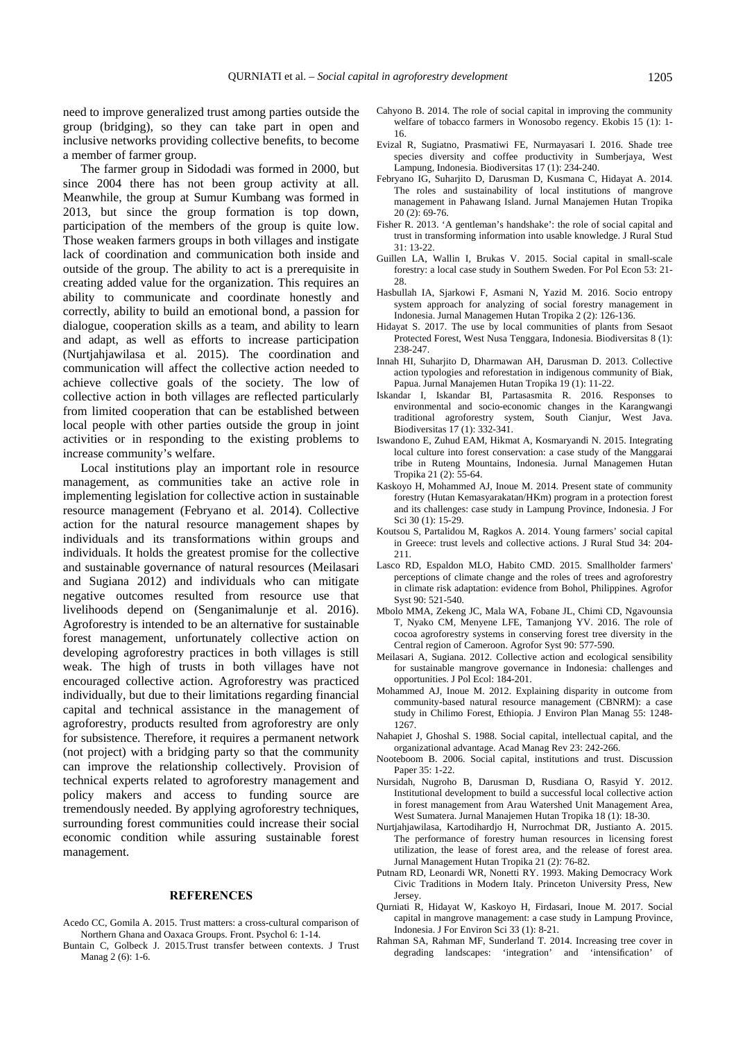need to improve generalized trust among parties outside the group (bridging), so they can take part in open and inclusive networks providing collective benefits, to become a member of farmer group.

The farmer group in Sidodadi was formed in 2000, but since 2004 there has not been group activity at all. Meanwhile, the group at Sumur Kumbang was formed in 2013, but since the group formation is top down, participation of the members of the group is quite low. Those weaken farmers groups in both villages and instigate lack of coordination and communication both inside and outside of the group. The ability to act is a prerequisite in creating added value for the organization. This requires an ability to communicate and coordinate honestly and correctly, ability to build an emotional bond, a passion for dialogue, cooperation skills as a team, and ability to learn and adapt, as well as efforts to increase participation (Nurtjahjawilasa et al. 2015). The coordination and communication will affect the collective action needed to achieve collective goals of the society. The low of collective action in both villages are reflected particularly from limited cooperation that can be established between local people with other parties outside the group in joint activities or in responding to the existing problems to increase community's welfare.

Local institutions play an important role in resource management, as communities take an active role in implementing legislation for collective action in sustainable resource management (Febryano et al. 2014). Collective action for the natural resource management shapes by individuals and its transformations within groups and individuals. It holds the greatest promise for the collective and sustainable governance of natural resources (Meilasari and Sugiana 2012) and individuals who can mitigate negative outcomes resulted from resource use that livelihoods depend on (Senganimalunje et al. 2016). Agroforestry is intended to be an alternative for sustainable forest management, unfortunately collective action on developing agroforestry practices in both villages is still weak. The high of trusts in both villages have not encouraged collective action. Agroforestry was practiced individually, but due to their limitations regarding financial capital and technical assistance in the management of agroforestry, products resulted from agroforestry are only for subsistence. Therefore, it requires a permanent network (not project) with a bridging party so that the community can improve the relationship collectively. Provision of technical experts related to agroforestry management and policy makers and access to funding source are tremendously needed. By applying agroforestry techniques, surrounding forest communities could increase their social economic condition while assuring sustainable forest management.

## REFERENCES

Acedo CC, Gomila A. 2015. Trust matters: a cross-cultural comparison of Northern Ghana and Oaxaca Groups. Front. Psychol 6: 1-14.

Buntain C, Golbeck J. 2015.Trust transfer between contexts. J Trust Manag 2 (6): 1-6.

Cahyono B. 2014. The role of social capital in improving the community welfare of tobacco farmers in Wonosobo regency. Ekobis 15 (1): 1-16.

Evizal R, Sugiatno, Prasmatiwi FE, Nurmayasari I. 2016. Shade tree species diversity and coffee productivity in Sumberjaya, West Lampung, Indonesia. Biodiversitas 17 (1): 234-240.

Febryano IG, Suharjito D, Darusman D, Kusmana C, Hidayat A. 2014. The roles and sustainability of local institutions of mangrove management in Pahawang Island. Jurnal Manajemen Hutan Tropika 20 (2): 69-76.

Fisher R. 2013. 'A gentleman's handshake': the role of social capital and trust in transforming information into usable knowledge. J Rural Stud 31: 13-22.

Guillen LA, Wallin I, Brukas V. 2015. Social capital in small-scale forestry: a local case study in Southern Sweden. For Pol Econ 53: 21-28.

Hasbullah IA, Sjarkowi F, Asmani N, Yazid M. 2016. Socio entropy system approach for analyzing of social forestry management in Indonesia. Jurnal Managemen Hutan Tropika 2 (2): 126-136.

Hidayat S. 2017. The use by local communities of plants from Sesaot Protected Forest, West Nusa Tenggara, Indonesia. Biodiversitas 8 (1): 238-247.

Innah HI, Suharjito D, Dharmawan AH, Darusman D. 2013. Collective action typologies and reforestation in indigenous community of Biak, Papua. Jurnal Manajemen Hutan Tropika 19 (1): 11-22.

Iskandar I, Iskandar BI, Partasasmita R. 2016. Responses to environmental and socio-economic changes in the Karangwangi traditional agroforestry system, South Cianjur, West Java. Biodiversitas 17 (1): 332-341.

Iswandono E, Zuhud EAM, Hikmat A, Kosmaryandi N. 2015. Integrating local culture into forest conservation: a case study of the Manggarai tribe in Ruteng Mountains, Indonesia. Jurnal Managemen Hutan Tropika 21 (2): 55-64.

Kaskoyo H, Mohammed AJ, Inoue M. 2014. Present state of community forestry (Hutan Kemasyarakatan/HKm) program in a protection forest and its challenges: case study in Lampung Province, Indonesia. J For Sci 30 (1): 15-29.

Koutsou S, Partalidou M, Ragkos A. 2014. Young farmers' social capital in Greece: trust levels and collective actions. J Rural Stud 34: 204-211.

Lasco RD, Espaldon MLO, Habito CMD. 2015. Smallholder farmers' perceptions of climate change and the roles of trees and agroforestry in climate risk adaptation: evidence from Bohol, Philippines. Agrofor Syst 90: 521-540.

Mbolo MMA, Zekeng JC, Mala WA, Fobane JL, Chimi CD, Ngavounsia T, Nyako CM, Menyene LFE, Tamanjong YV. 2016. The role of cocoa agroforestry systems in conserving forest tree diversity in the Central region of Cameroon. Agrofor Syst 90: 577-590.

Meilasari A, Sugiana. 2012. Collective action and ecological sensibility for sustainable mangrove governance in Indonesia: challenges and opportunities. J Pol Ecol: 184-201.

Mohammed AJ, Inoue M. 2012. Explaining disparity in outcome from community-based natural resource management (CBNRM): a case study in Chilimo Forest, Ethiopia. J Environ Plan Manag 55: 1248-1267.

Nahapiet J, Ghoshal S. 1988. Social capital, intellectual capital, and the organizational advantage. Acad Manag Rev 23: 242-266.

Nooteboom B. 2006. Social capital, institutions and trust. Discussion Paper 35: 1-22.

Nursidah, Nugroho B, Darusman D, Rusdiana O, Rasyid Y. 2012. Institutional development to build a successful local collective action in forest management from Arau Watershed Unit Management Area, West Sumatera. Jurnal Manajemen Hutan Tropika 18 (1): 18-30.

Nurtjahjawilasa, Kartodihardjo H, Nurrochmat DR, Justianto A. 2015. The performance of forestry human resources in licensing forest utilization, the lease of forest area, and the release of forest area. Jurnal Management Hutan Tropika 21 (2): 76-82.

Putnam RD, Leonardi WR, Nonetti RY. 1993. Making Democracy Work Civic Traditions in Modern Italy. Princeton University Press, New Jersey.

Qurniati R, Hidayat W, Kaskoyo H, Firdasari, Inoue M. 2017. Social capital in mangrove management: a case study in Lampung Province, Indonesia. J For Environ Sci 33 (1): 8-21.

Rahman SA, Rahman MF, Sunderland T. 2014. Increasing tree cover in degrading landscapes: 'integration' and 'intensification' of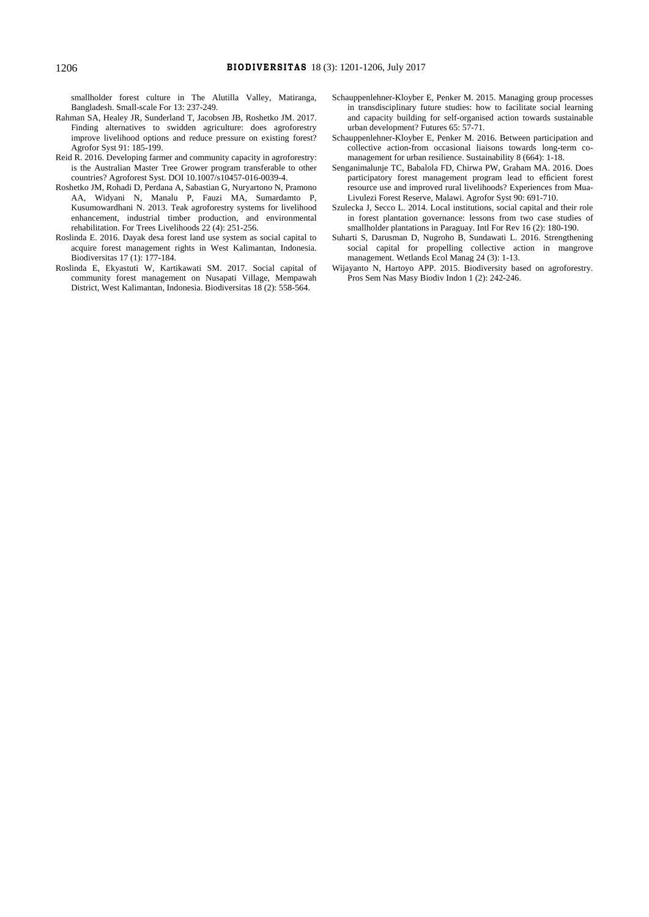smallholder forest culture in The Alutilla Valley, Matiranga, Bangladesh. Small-scale For 13: 237-249.

Rahman SA, Healey JR, Sunderland T, Jacobsen JB, Roshetko JM. 2017. Finding alternatives to swidden agriculture: does agroforestry improve livelihood options and reduce pressure on existing forest? Agrofor Syst 91: 185-199.

Reid R. 2016. Developing farmer and community capacity in agroforestry: is the Australian Master Tree Grower program transferable to other countries? Agroforest Syst. DOI 10.1007/s10457-016-0039-4.

Roshetko JM, Rohadi D, Perdana A, Sabastian G, Nuryartono N, Pramono AA, Widyani N, Manalu P, Fauzi MA, Sumardamto P, Kusumowardhani N. 2013. Teak agroforestry systems for livelihood enhancement, industrial timber production, and environmental rehabilitation. For Trees Livelihoods 22 (4): 251-256.

Roslinda E. 2016. Dayak desa forest land use system as social capital to acquire forest management rights in West Kalimantan, Indonesia. Biodiversitas 17 (1): 177-184.

Roslinda E, Ekyastuti W, Kartikawati SM. 2017. Social capital of community forest management on Nusapati Village, Mempawah District, West Kalimantan, Indonesia. Biodiversitas 18 (2): 558-564.

Schauppenlehner-Kloyber E, Penker M. 2015. Managing group processes in transdisciplinary future studies: how to facilitate social learning and capacity building for self-organised action towards sustainable urban development? Futures 65: 57-71.

Schauppenlehner-Kloyber E, Penker M. 2016. Between participation and collective action-from occasional liaisons towards long-term co-management for urban resilience. Sustainability 8 (664): 1-18.

Senganimalunje TC, Babalola FD, Chirwa PW, Graham MA. 2016. Does participatory forest management program lead to efficient forest resource use and improved rural livelihoods? Experiences from Mua-Livulezi Forest Reserve, Malawi. Agrofor Syst 90: 691-710.

Szulecka J, Secco L. 2014. Local institutions, social capital and their role in forest plantation governance: lessons from two case studies of smallholder plantations in Paraguay. Intl For Rev 16 (2): 180-190.

Suharti S, Darusman D, Nugroho B, Sundawati L. 2016. Strengthening social capital for propelling collective action in mangrove management. Wetlands Ecol Manag 24 (3): 1-13.

Wijayanto N, Hartoyo APP. 2015. Biodiversity based on agroforestry. Pros Sem Nas Masy Biodiv Indon 1 (2): 242-246.